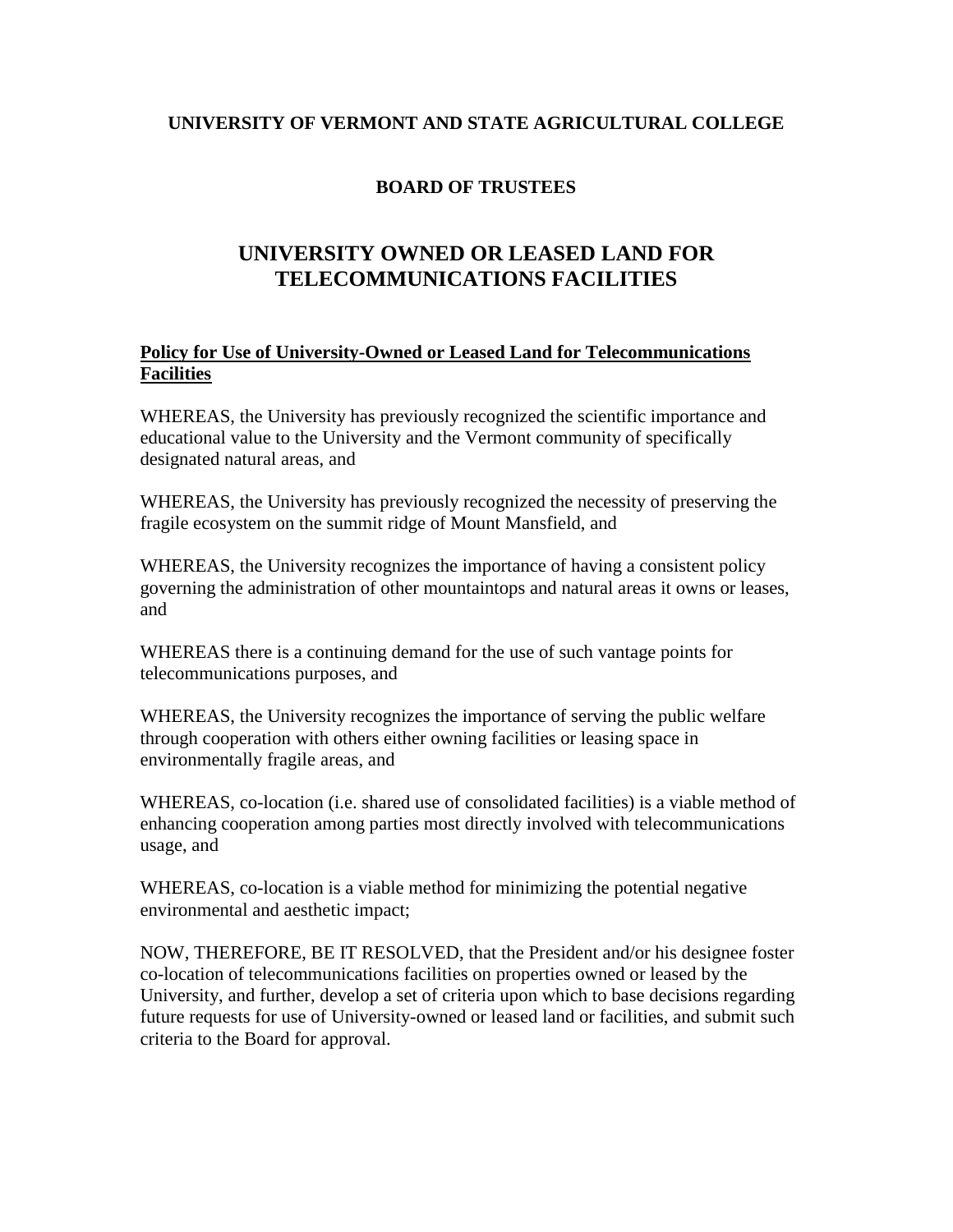**UNIVERSITY OF VERMONT AND STATE AGRICULTURAL COLLEGE**

**BOARD OF TRUSTEES**

# UNIVERSITY OWNED OR LEASED LAND FOR TELECOMMUNICATIONS FACILITIES

**Policy for Use of University-Owned or Leased Land for Telecommunications Facilities**

WHEREAS, the University has previously recognized the scientific importance and educational value to the University and the Vermont community of specifically designated natural areas, and

WHEREAS, the University has previously recognized the necessity of preserving the fragile ecosystem on the summit ridge of Mount Mansfield, and

WHEREAS, the University recognizes the importance of having a consistent policy governing the administration of other mountaintops and natural areas it owns or leases, and

WHEREAS there is a continuing demand for the use of such vantage points for telecommunications purposes, and

WHEREAS, the University recognizes the importance of serving the public welfare through cooperation with others either owning facilities or leasing space in environmentally fragile areas, and

WHEREAS, co-location (i.e. shared use of consolidated facilities) is a viable method of enhancing cooperation among parties most directly involved with telecommunications usage, and

WHEREAS, co-location is a viable method for minimizing the potential negative environmental and aesthetic impact;

NOW, THEREFORE, BE IT RESOLVED, that the President and/or his designee foster co-location of telecommunications facilities on properties owned or leased by the University, and further, develop a set of criteria upon which to base decisions regarding future requests for use of University-owned or leased land or facilities, and submit such criteria to the Board for approval.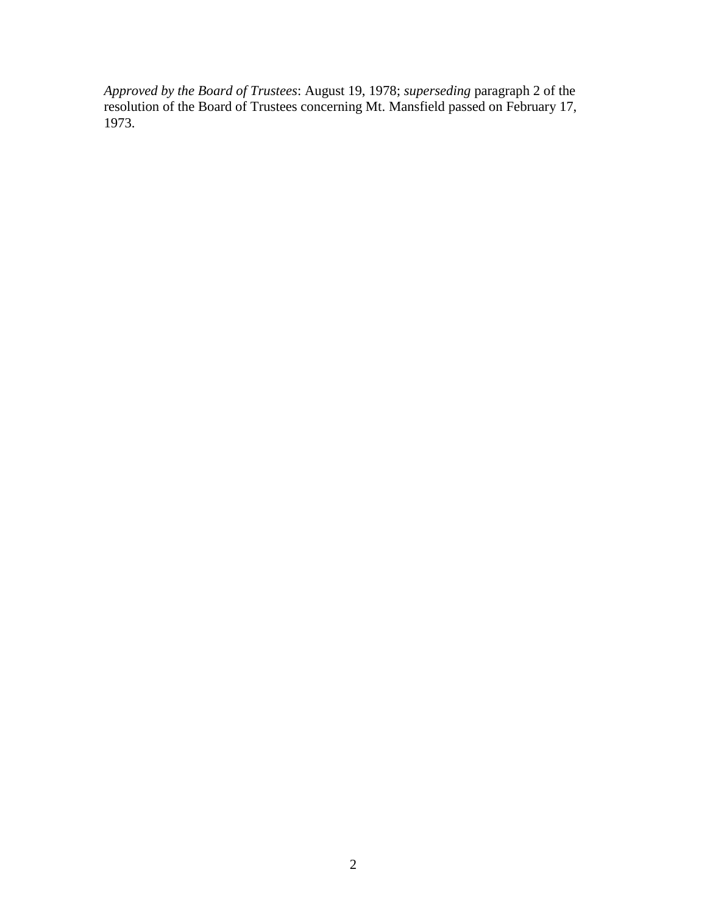*Approved by the Board of Trustees*: August 19, 1978; *superseding* paragraph 2 of the resolution of the Board of Trustees concerning Mt. Mansfield passed on February 17, 1973.